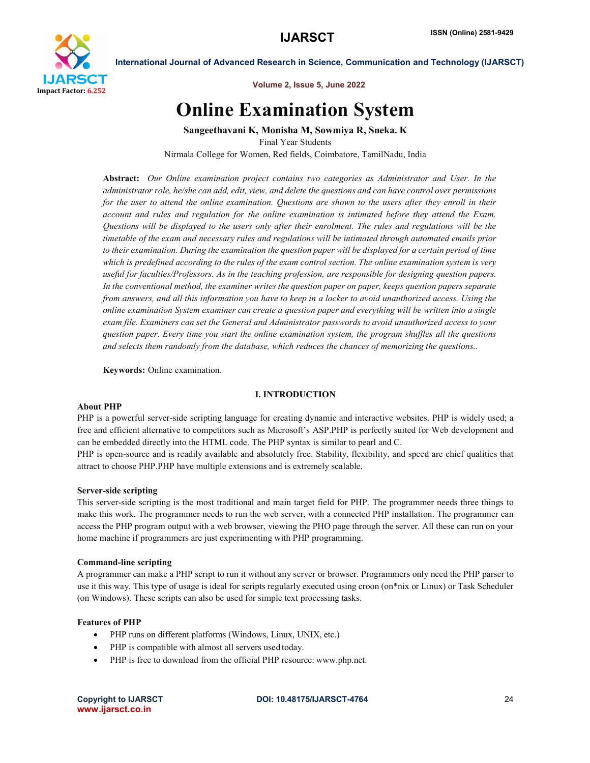# Online Examination System

**Sangeethavani K, Monisha M, Sowmiya R, Sneka. K**

Final Year Students

Nirmala College for Women, Red fields, Coimbatore, TamilNadu, India

**Abstract:** *Our Online examination project contains two categories as Administrator and User. In the administrator role, he/she can add, edit, view, and delete the questions and can have control over permissions for the user to attend the online examination. Questions are shown to the users after they enroll in their account and rules and regulation for the online examination is intimated before they attend the Exam. Questions will be displayed to the users only after their enrolment. The rules and regulations will be the timetable of the exam and necessary rules and regulations will be intimated through automated emails prior to their examination. During the examination the question paper will be displayed for a certain period of time which is predefined according to the rules of the exam control section. The online examination system is very useful for faculties/Professors. As in the teaching profession, are responsible for designing question papers. In the conventional method, the examiner writes the question paper on paper, keeps question papers separate from answers, and all this information you have to keep in a locker to avoid unauthorized access. Using the online examination System examiner can create a question paper and everything will be written into a single exam file. Examiners can set the General and Administrator passwords to avoid unauthorized access to your question paper. Every time you start the online examination system, the program shuffles all the questions and selects them randomly from the database, which reduces the chances of memorizing the questions..*

**Keywords:** Online examination.

## I. INTRODUCTION

### About PHP

PHP is a powerful server-side scripting language for creating dynamic and interactive websites. PHP is widely used; a free and efficient alternative to competitors such as Microsoft's ASP.PHP is perfectly suited for Web development and can be embedded directly into the HTML code. The PHP syntax is similar to pearl and C.

PHP is open-source and is readily available and absolutely free. Stability, flexibility, and speed are chief qualities that attract to choose PHP.PHP have multiple extensions and is extremely scalable.

### Server-side scripting

This server-side scripting is the most traditional and main target field for PHP. The programmer needs three things to make this work. The programmer needs to run the web server, with a connected PHP installation. The programmer can access the PHP program output with a web browser, viewing the PHO page through the server. All these can run on your home machine if programmers are just experimenting with PHP programming.

### Command-line scripting

A programmer can make a PHP script to run it without any server or browser. Programmers only need the PHP parser to use it this way. This type of usage is ideal for scripts regularly executed using croon (on*nix or Linux) or Task Scheduler (on Windows). These scripts can also be used for simple text processing tasks.

### Features of PHP

- PHP runs on different platforms (Windows, Linux, UNIX, etc.)
- PHP is compatible with almost all servers used today.
- PHP is free to download from the official PHP resource: www.php.net.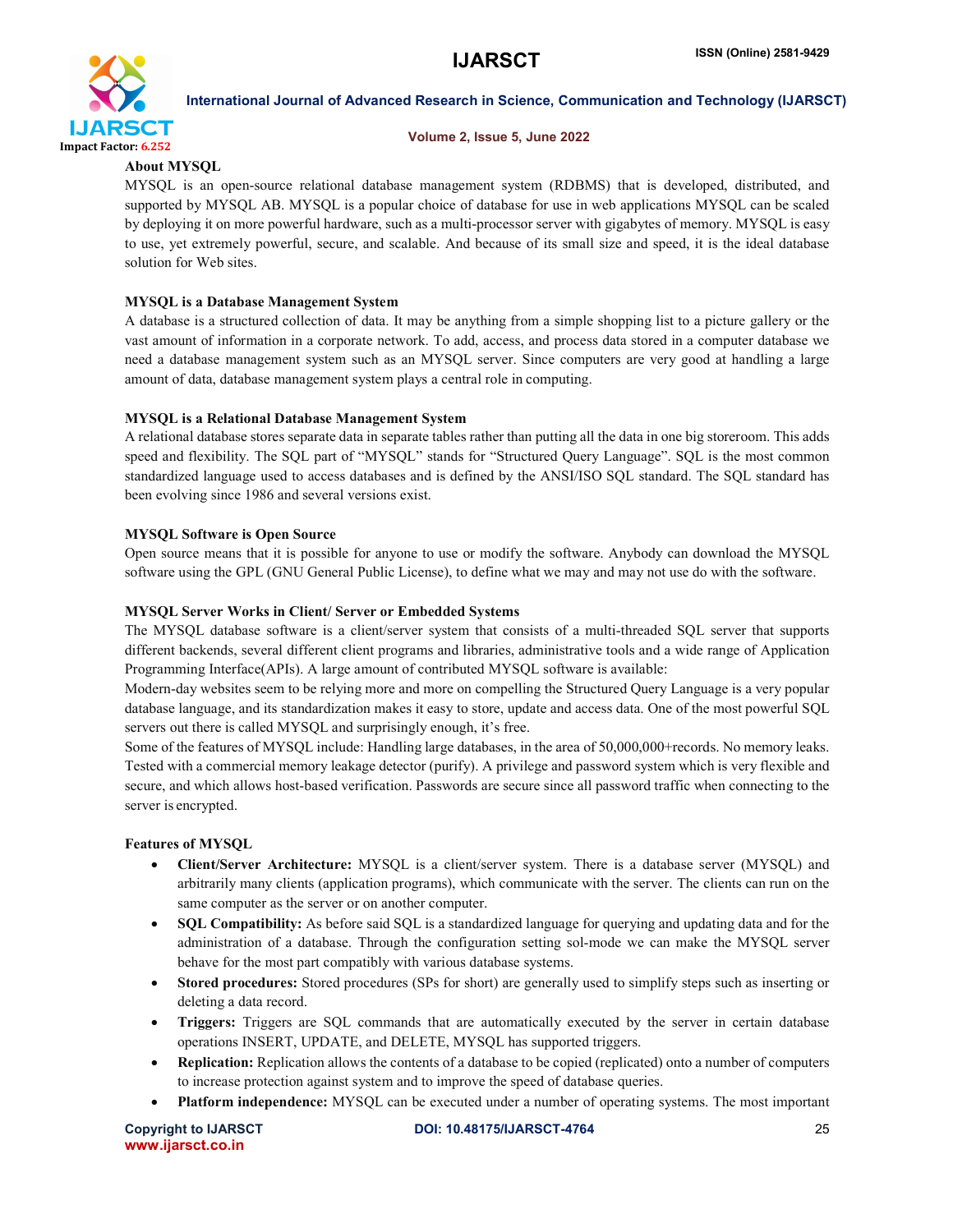### About MYSQL

MYSQL is an open-source relational database management system (RDBMS) that is developed, distributed, and supported by MYSQL AB. MYSQL is a popular choice of database for use in web applications MYSQL can be scaled by deploying it on more powerful hardware, such as a multi-processor server with gigabytes of memory. MYSQL is easy to use, yet extremely powerful, secure, and scalable. And because of its small size and speed, it is the ideal database solution for Web sites.

### MYSQL is a Database Management System

A database is a structured collection of data. It may be anything from a simple shopping list to a picture gallery or the vast amount of information in a corporate network. To add, access, and process data stored in a computer database we need a database management system such as an MYSQL server. Since computers are very good at handling a large amount of data, database management system plays a central role in computing.

### MYSQL is a Relational Database Management System

A relational database stores separate data in separate tables rather than putting all the data in one big storeroom. This adds speed and flexibility. The SQL part of "MYSQL" stands for "Structured Query Language". SQL is the most common standardized language used to access databases and is defined by the ANSI/ISO SQL standard. The SQL standard has been evolving since 1986 and several versions exist.

### MYSQL Software is Open Source

Open source means that it is possible for anyone to use or modify the software. Anybody can download the MYSQL software using the GPL (GNU General Public License), to define what we may and may not use do with the software.

### MYSQL Server Works in Client/ Server or Embedded Systems

The MYSQL database software is a client/server system that consists of a multi-threaded SQL server that supports different backends, several different client programs and libraries, administrative tools and a wide range of Application Programming Interface(APIs). A large amount of contributed MYSQL software is available:

Modern-day websites seem to be relying more and more on compelling the Structured Query Language is a very popular database language, and its standardization makes it easy to store, update and access data. One of the most powerful SQL servers out there is called MYSQL and surprisingly enough, it's free.

Some of the features of MYSQL include: Handling large databases, in the area of 50,000,000+records. No memory leaks. Tested with a commercial memory leakage detector (purify). A privilege and password system which is very flexible and secure, and which allows host-based verification. Passwords are secure since all password traffic when connecting to the server is encrypted.

### Features of MYSQL

- **Client/Server Architecture:** MYSQL is a client/server system. There is a database server (MYSQL) and arbitrarily many clients (application programs), which communicate with the server. The clients can run on the same computer as the server or on another computer.
- **SQL Compatibility:** As before said SQL is a standardized language for querying and updating data and for the administration of a database. Through the configuration setting sol-mode we can make the MYSQL server behave for the most part compatibly with various database systems.
- **Stored procedures:** Stored procedures (SPs for short) are generally used to simplify steps such as inserting or deleting a data record.
- **Triggers:** Triggers are SQL commands that are automatically executed by the server in certain database operations INSERT, UPDATE, and DELETE, MYSQL has supported triggers.
- **Replication:** Replication allows the contents of a database to be copied (replicated) onto a number of computers to increase protection against system and to improve the speed of database queries.
- **Platform independence:** MYSQL can be executed under a number of operating systems. The most important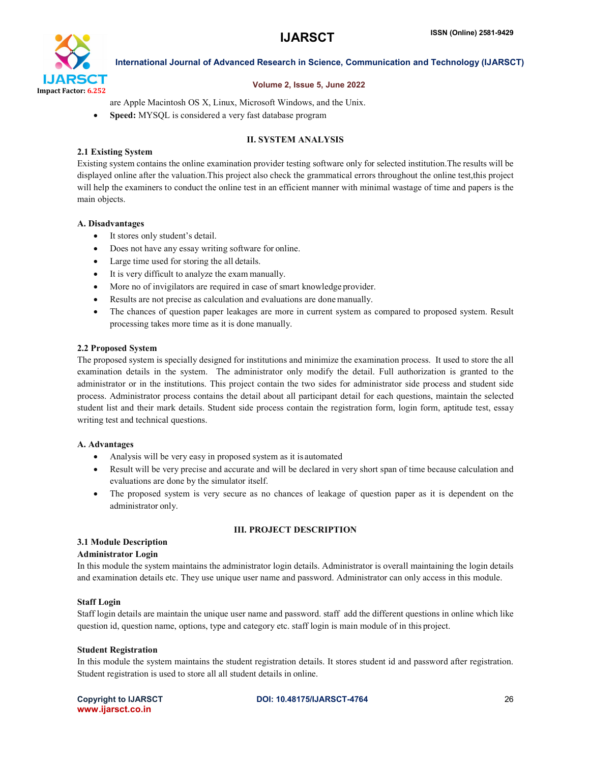are Apple Macintosh OS X, Linux, Microsoft Windows, and the Unix.

- **Speed:** MYSQL is considered a very fast database program

## II. SYSTEM ANALYSIS

### 2.1 Existing System

Existing system contains the online examination provider testing software only for selected institution.The results will be displayed online after the valuation.This project also check the grammatical errors throughout the online test,this project will help the examiners to conduct the online test in an efficient manner with minimal wastage of time and papers is the main objects.

#### A. Disadvantages

- It stores only student's detail.
- Does not have any essay writing software for online.
- Large time used for storing the all details.
- It is very difficult to analyze the exam manually.
- More no of invigilators are required in case of smart knowledge provider.
- Results are not precise as calculation and evaluations are done manually.
- The chances of question paper leakages are more in current system as compared to proposed system. Result processing takes more time as it is done manually.

### 2.2 Proposed System

The proposed system is specially designed for institutions and minimize the examination process. It used to store the all examination details in the system. The administrator only modify the detail. Full authorization is granted to the administrator or in the institutions. This project contain the two sides for administrator side process and student side process. Administrator process contains the detail about all participant detail for each questions, maintain the selected student list and their mark details. Student side process contain the registration form, login form, aptitude test, essay writing test and technical questions.

#### A. Advantages

- Analysis will be very easy in proposed system as it is automated
- Result will be very precise and accurate and will be declared in very short span of time because calculation and evaluations are done by the simulator itself.
- The proposed system is very secure as no chances of leakage of question paper as it is dependent on the administrator only.

## III. PROJECT DESCRIPTION

### 3.1 Module Description

**Administrator Login**

In this module the system maintains the administrator login details. Administrator is overall maintaining the login details and examination details etc. They use unique user name and password. Administrator can only access in this module.

**Staff Login**

Staff login details are maintain the unique user name and password. staff add the different questions in online which like question id, question name, options, type and category etc. staff login is main module of in this project.

**Student Registration**

In this module the system maintains the student registration details. It stores student id and password after registration. Student registration is used to store all all student details in online.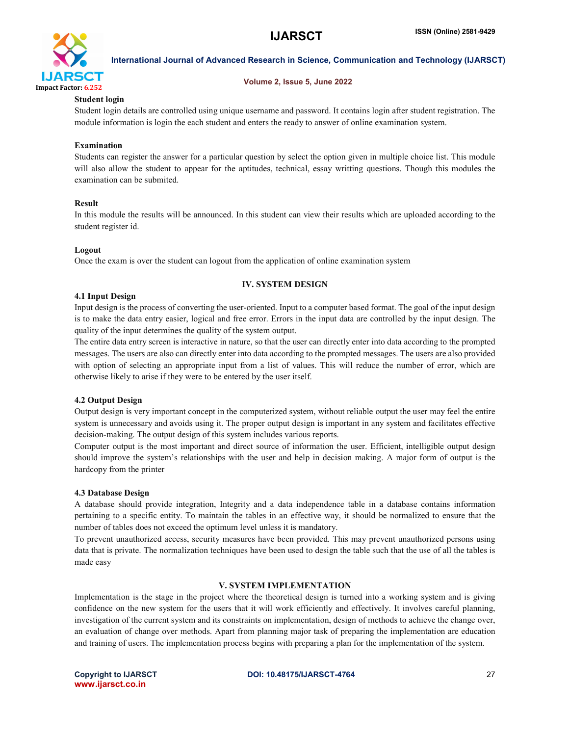**Student login**

Student login details are controlled using unique username and password. It contains login after student registration. The module information is login the each student and enters the ready to answer of online examination system.

**Examination**

Students can register the answer for a particular question by select the option given in multiple choice list. This module will also allow the student to appear for the aptitudes, technical, essay writting questions. Though this modules the examination can be submited.

**Result**

In this module the results will be announced. In this student can view their results which are uploaded according to the student register id.

**Logout**

Once the exam is over the student can logout from the application of online examination system

## IV. SYSTEM DESIGN

### 4.1 Input Design

Input design is the process of converting the user-oriented. Input to a computer based format. The goal of the input design is to make the data entry easier, logical and free error. Errors in the input data are controlled by the input design. The quality of the input determines the quality of the system output.

The entire data entry screen is interactive in nature, so that the user can directly enter into data according to the prompted messages. The users are also can directly enter into data according to the prompted messages. The users are also provided with option of selecting an appropriate input from a list of values. This will reduce the number of error, which are otherwise likely to arise if they were to be entered by the user itself.

### 4.2 Output Design

Output design is very important concept in the computerized system, without reliable output the user may feel the entire system is unnecessary and avoids using it. The proper output design is important in any system and facilitates effective decision-making. The output design of this system includes various reports.

Computer output is the most important and direct source of information the user. Efficient, intelligible output design should improve the system's relationships with the user and help in decision making. A major form of output is the hardcopy from the printer

### 4.3 Database Design

A database should provide integration, Integrity and a data independence table in a database contains information pertaining to a specific entity. To maintain the tables in an effective way, it should be normalized to ensure that the number of tables does not exceed the optimum level unless it is mandatory.

To prevent unauthorized access, security measures have been provided. This may prevent unauthorized persons using data that is private. The normalization techniques have been used to design the table such that the use of all the tables is made easy

## V. SYSTEM IMPLEMENTATION

Implementation is the stage in the project where the theoretical design is turned into a working system and is giving confidence on the new system for the users that it will work efficiently and effectively. It involves careful planning, investigation of the current system and its constraints on implementation, design of methods to achieve the change over, an evaluation of change over methods. Apart from planning major task of preparing the implementation are education and training of users. The implementation process begins with preparing a plan for the implementation of the system.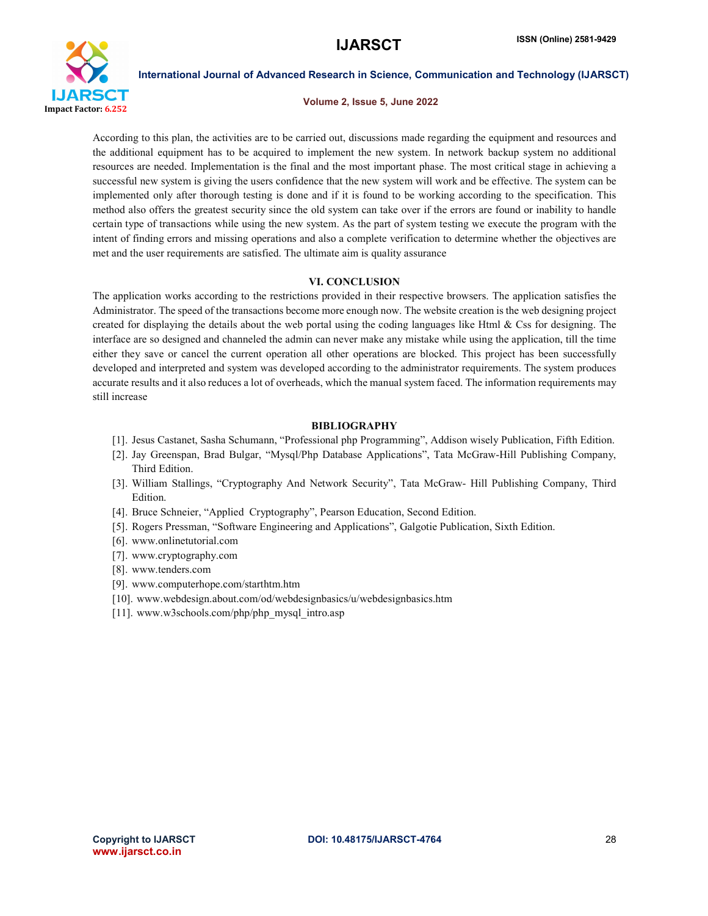According to this plan, the activities are to be carried out, discussions made regarding the equipment and resources and the additional equipment has to be acquired to implement the new system. In network backup system no additional resources are needed. Implementation is the final and the most important phase. The most critical stage in achieving a successful new system is giving the users confidence that the new system will work and be effective. The system can be implemented only after thorough testing is done and if it is found to be working according to the specification. This method also offers the greatest security since the old system can take over if the errors are found or inability to handle certain type of transactions while using the new system. As the part of system testing we execute the program with the intent of finding errors and missing operations and also a complete verification to determine whether the objectives are met and the user requirements are satisfied. The ultimate aim is quality assurance

## VI. CONCLUSION

The application works according to the restrictions provided in their respective browsers. The application satisfies the Administrator. The speed of the transactions become more enough now. The website creation is the web designing project created for displaying the details about the web portal using the coding languages like Html & Css for designing. The interface are so designed and channeled the admin can never make any mistake while using the application, till the time either they save or cancel the current operation all other operations are blocked. This project has been successfully developed and interpreted and system was developed according to the administrator requirements. The system produces accurate results and it also reduces a lot of overheads, which the manual system faced. The information requirements may still increase

## BIBLIOGRAPHY

[1]. Jesus Castanet, Sasha Schumann, "Professional php Programming", Addison wisely Publication, Fifth Edition.

[2]. Jay Greenspan, Brad Bulgar, "Mysql/Php Database Applications", Tata McGraw-Hill Publishing Company, Third Edition.

[3]. William Stallings, "Cryptography And Network Security", Tata McGraw- Hill Publishing Company, Third Edition.

[4]. Bruce Schneier, "Applied Cryptography", Pearson Education, Second Edition.

[5]. Rogers Pressman, "Software Engineering and Applications", Galgotie Publication, Sixth Edition.

[6]. www.onlinetutorial.com

[7]. www.cryptography.com

[8]. www.tenders.com

[9]. www.computerhope.com/starthtm.htm

[10]. www.webdesign.about.com/od/webdesignbasics/u/webdesignbasics.htm

[11]. www.w3schools.com/php/php_mysql_intro.asp